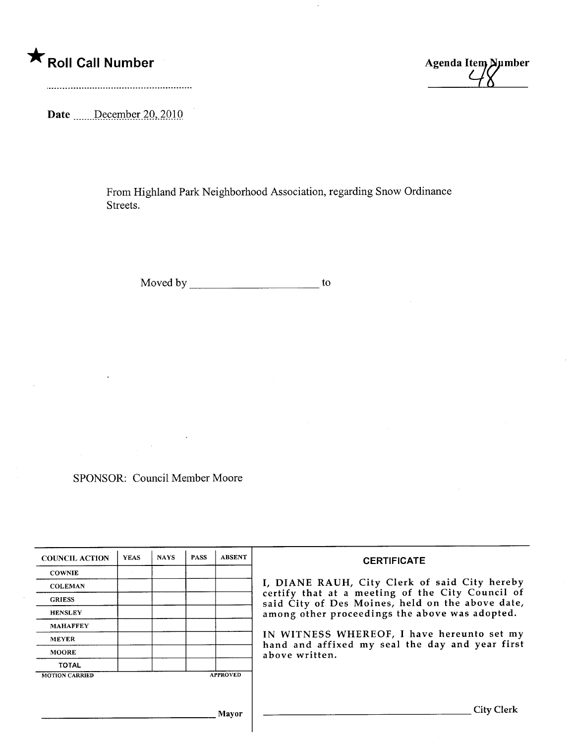★ **Roll Call Number**

..........................................................

**Agenda Item Number**
48

**Date** December 20, 2010

From Highland Park Neighborhood Association, regarding Snow Ordinance Streets.

Moved by ______________________ to

SPONSOR: Council Member Moore

| COUNCIL ACTION | YEAS | NAYS | PASS | ABSENT |
|---|---|---|---|---|
| COWNIE | | | | |
| COLEMAN | | | | |
| GRIESS | | | | |
| HENSLEY | | | | |
| MAHAFFEY | | | | |
| MEYER | | | | |
| MOORE | | | | |
| TOTAL | | | | |

MOTION CARRIED APPROVED

______________________________ Mayor

**CERTIFICATE**

I, DIANE RAUH, City Clerk of said City hereby certify that at a meeting of the City Council of said City of Des Moines, held on the above date, among other proceedings the above was adopted.

IN WITNESS WHEREOF, I have hereunto set my hand and affixed my seal the day and year first above written.

______________________________ City Clerk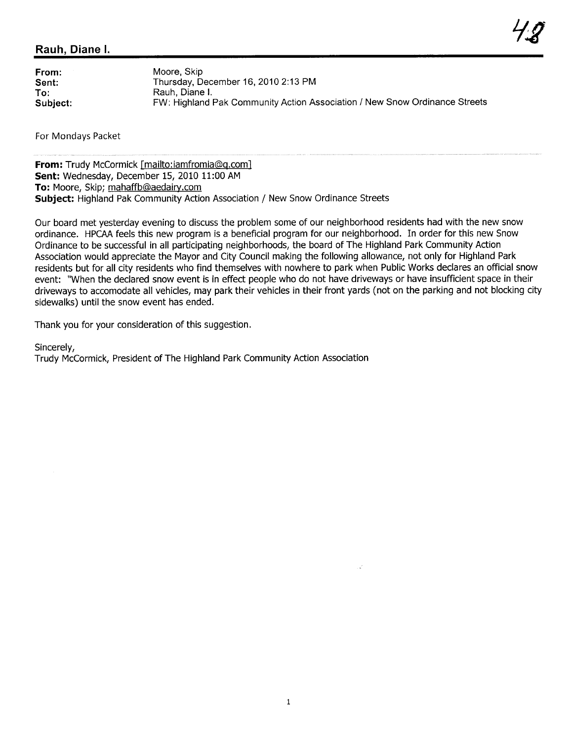## Rauh, Diane I.

**From:** Moore, Skip
**Sent:** Thursday, December 16, 2010 2:13 PM
**To:** Rauh, Diane I.
**Subject:** FW: Highland Pak Community Action Association / New Snow Ordinance Streets

For Mondays Packet

---

**From:** Trudy McCormick [mailto:iamfromia@q.com]
**Sent:** Wednesday, December 15, 2010 11:00 AM
**To:** Moore, Skip; mahaffb@aedairy.com
**Subject:** Highland Pak Community Action Association / New Snow Ordinance Streets

Our board met yesterday evening to discuss the problem some of our neighborhood residents had with the new snow ordinance. HPCAA feels this new program is a beneficial program for our neighborhood. In order for this new Snow Ordinance to be successful in all participating neighborhoods, the board of The Highland Park Community Action Association would appreciate the Mayor and City Council making the following allowance, not only for Highland Park residents but for all city residents who find themselves with nowhere to park when Public Works declares an official snow event: "When the declared snow event is in effect people who do not have driveways or have insufficient space in their driveways to accomodate all vehicles, may park their vehicles in their front yards (not on the parking and not blocking city sidewalks) until the snow event has ended.

Thank you for your consideration of this suggestion.

Sincerely,
Trudy McCormick, President of The Highland Park Community Action Association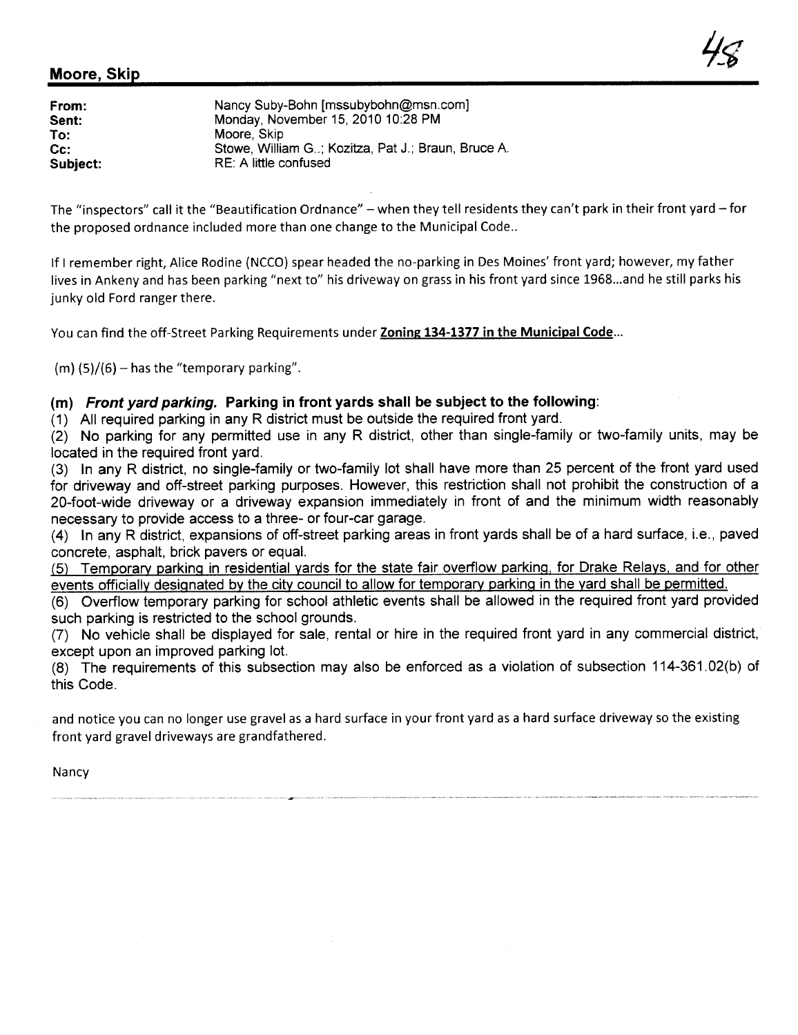## Moore, Skip

**From:** Nancy Suby-Bohn [mssubybohn@msn.com]
**Sent:** Monday, November 15, 2010 10:28 PM
**To:** Moore, Skip
**Cc:** Stowe, William G..; Kozitza, Pat J.; Braun, Bruce A.
**Subject:** RE: A little confused

The "inspectors" call it the "Beautification Ordnance" – when they tell residents they can't park in their front yard – for the proposed ordnance included more than one change to the Municipal Code..

If I remember right, Alice Rodine (NCCO) spear headed the no-parking in Des Moines' front yard; however, my father lives in Ankeny and has been parking "next to" his driveway on grass in his front yard since 1968…and he still parks his junky old Ford ranger there.

You can find the off-Street Parking Requirements under **Zoning 134-1377 in the Municipal Code**…

(m) (5)/(6) – has the "temporary parking".

**(m)** ***Front yard parking.*** **Parking in front yards shall be subject to the following**:

(1) All required parking in any R district must be outside the required front yard.

(2) No parking for any permitted use in any R district, other than single-family or two-family units, may be located in the required front yard.

(3) In any R district, no single-family or two-family lot shall have more than 25 percent of the front yard used for driveway and off-street parking purposes. However, this restriction shall not prohibit the construction of a 20-foot-wide driveway or a driveway expansion immediately in front of and the minimum width reasonably necessary to provide access to a three- or four-car garage.

(4) In any R district, expansions of off-street parking areas in front yards shall be of a hard surface, i.e., paved concrete, asphalt, brick pavers or equal.

(5) Temporary parking in residential yards for the state fair overflow parking, for Drake Relays, and for other events officially designated by the city council to allow for temporary parking in the yard shall be permitted.

(6) Overflow temporary parking for school athletic events shall be allowed in the required front yard provided such parking is restricted to the school grounds.

(7) No vehicle shall be displayed for sale, rental or hire in the required front yard in any commercial district, except upon an improved parking lot.

(8) The requirements of this subsection may also be enforced as a violation of subsection 114-361.02(b) of this Code.

and notice you can no longer use gravel as a hard surface in your front yard as a hard surface driveway so the existing front yard gravel driveways are grandfathered.

Nancy